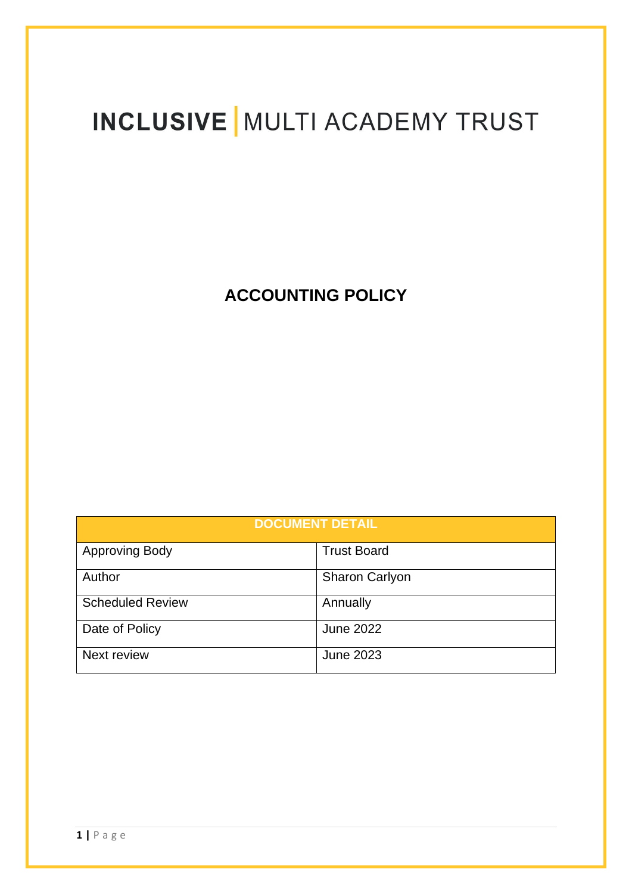# INCLUSIVE | MULTI ACADEMY TRUST

## ACCOUNTING POLICY

| DOCUMENT DETAIL | |
| --- | --- |
| Approving Body | Trust Board |
| Author | Sharon Carlyon |
| Scheduled Review | Annually |
| Date of Policy | June 2022 |
| Next review | June 2023 |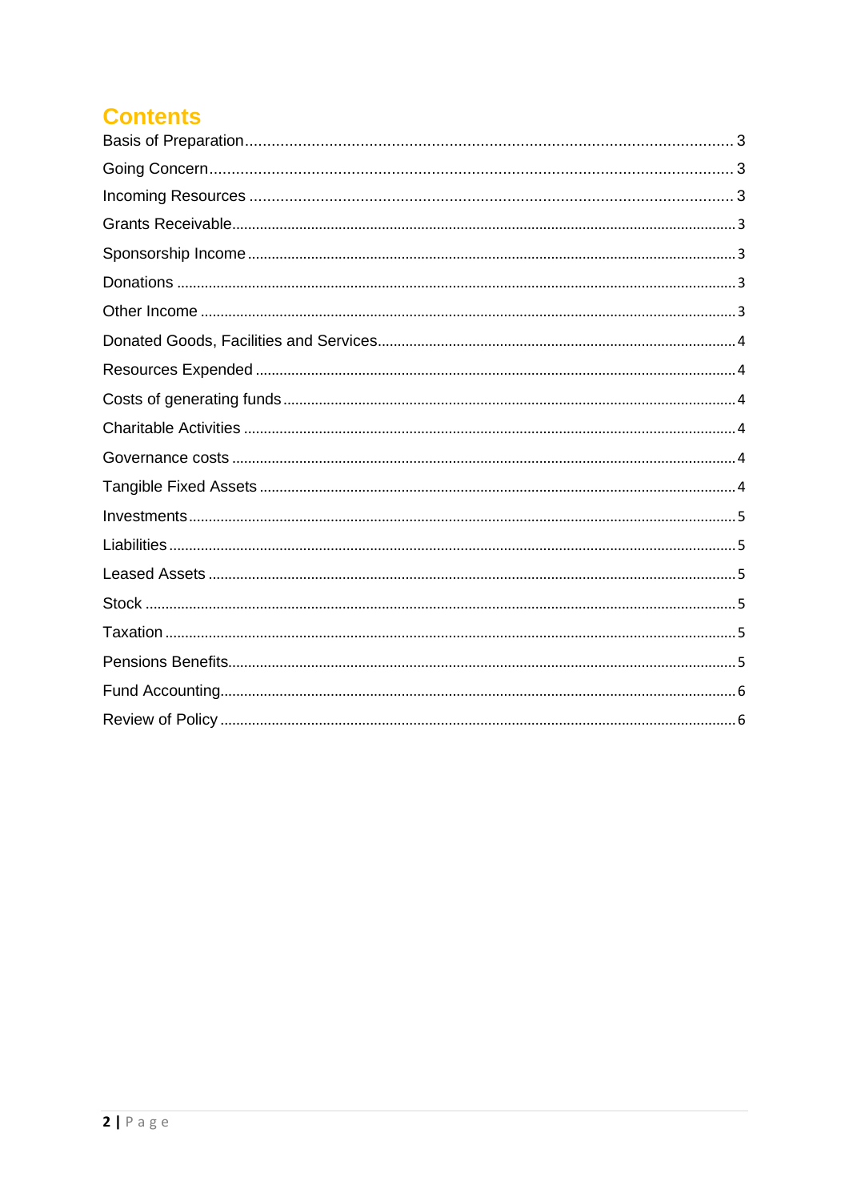# Contents

| | |
|---|---|
| Basis of Preparation | 3 |
| Going Concern | 3 |
| Incoming Resources | 3 |
| Grants Receivable | 3 |
| Sponsorship Income | 3 |
| Donations | 3 |
| Other Income | 3 |
| Donated Goods, Facilities and Services | 4 |
| Resources Expended | 4 |
| Costs of generating funds | 4 |
| Charitable Activities | 4 |
| Governance costs | 4 |
| Tangible Fixed Assets | 4 |
| Investments | 5 |
| Liabilities | 5 |
| Leased Assets | 5 |
| Stock | 5 |
| Taxation | 5 |
| Pensions Benefits | 5 |
| Fund Accounting | 6 |
| Review of Policy | 6 |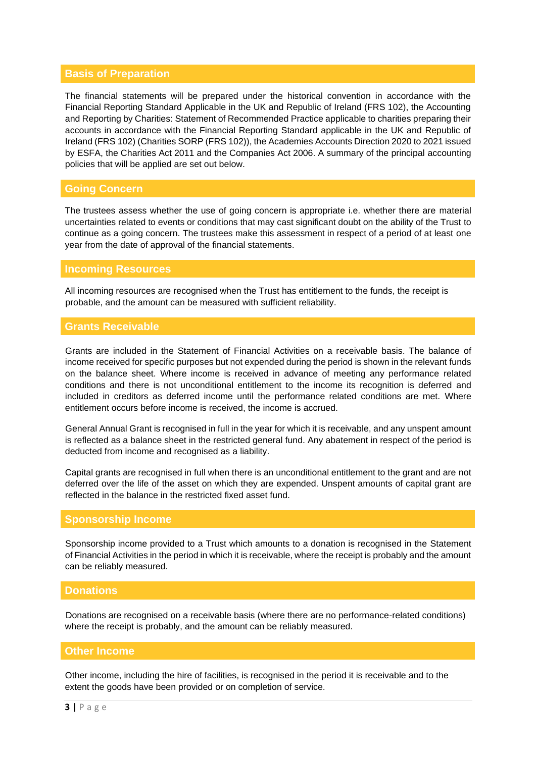## Basis of Preparation

The financial statements will be prepared under the historical convention in accordance with the Financial Reporting Standard Applicable in the UK and Republic of Ireland (FRS 102), the Accounting and Reporting by Charities: Statement of Recommended Practice applicable to charities preparing their accounts in accordance with the Financial Reporting Standard applicable in the UK and Republic of Ireland (FRS 102) (Charities SORP (FRS 102)), the Academies Accounts Direction 2020 to 2021 issued by ESFA, the Charities Act 2011 and the Companies Act 2006. A summary of the principal accounting policies that will be applied are set out below.

## Going Concern

The trustees assess whether the use of going concern is appropriate i.e. whether there are material uncertainties related to events or conditions that may cast significant doubt on the ability of the Trust to continue as a going concern. The trustees make this assessment in respect of a period of at least one year from the date of approval of the financial statements.

## Incoming Resources

All incoming resources are recognised when the Trust has entitlement to the funds, the receipt is probable, and the amount can be measured with sufficient reliability.

## Grants Receivable

Grants are included in the Statement of Financial Activities on a receivable basis. The balance of income received for specific purposes but not expended during the period is shown in the relevant funds on the balance sheet. Where income is received in advance of meeting any performance related conditions and there is not unconditional entitlement to the income its recognition is deferred and included in creditors as deferred income until the performance related conditions are met. Where entitlement occurs before income is received, the income is accrued.

General Annual Grant is recognised in full in the year for which it is receivable, and any unspent amount is reflected as a balance sheet in the restricted general fund. Any abatement in respect of the period is deducted from income and recognised as a liability.

Capital grants are recognised in full when there is an unconditional entitlement to the grant and are not deferred over the life of the asset on which they are expended. Unspent amounts of capital grant are reflected in the balance in the restricted fixed asset fund.

## Sponsorship Income

Sponsorship income provided to a Trust which amounts to a donation is recognised in the Statement of Financial Activities in the period in which it is receivable, where the receipt is probably and the amount can be reliably measured.

## Donations

Donations are recognised on a receivable basis (where there are no performance-related conditions) where the receipt is probably, and the amount can be reliably measured.

## Other Income

Other income, including the hire of facilities, is recognised in the period it is receivable and to the extent the goods have been provided or on completion of service.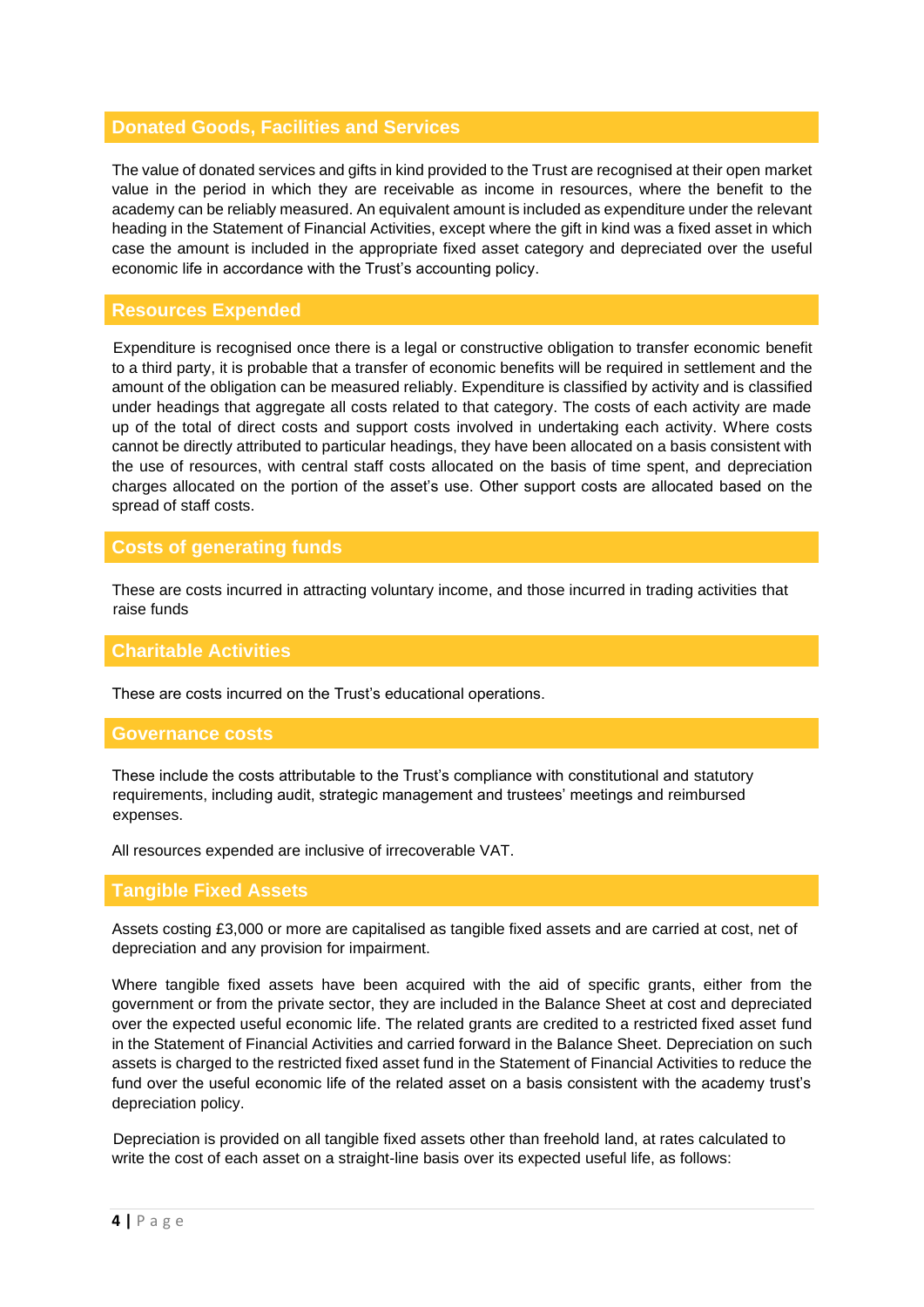## Donated Goods, Facilities and Services

The value of donated services and gifts in kind provided to the Trust are recognised at their open market value in the period in which they are receivable as income in resources, where the benefit to the academy can be reliably measured. An equivalent amount is included as expenditure under the relevant heading in the Statement of Financial Activities, except where the gift in kind was a fixed asset in which case the amount is included in the appropriate fixed asset category and depreciated over the useful economic life in accordance with the Trust's accounting policy.

## Resources Expended

Expenditure is recognised once there is a legal or constructive obligation to transfer economic benefit to a third party, it is probable that a transfer of economic benefits will be required in settlement and the amount of the obligation can be measured reliably. Expenditure is classified by activity and is classified under headings that aggregate all costs related to that category. The costs of each activity are made up of the total of direct costs and support costs involved in undertaking each activity. Where costs cannot be directly attributed to particular headings, they have been allocated on a basis consistent with the use of resources, with central staff costs allocated on the basis of time spent, and depreciation charges allocated on the portion of the asset's use. Other support costs are allocated based on the spread of staff costs.

## Costs of generating funds

These are costs incurred in attracting voluntary income, and those incurred in trading activities that raise funds

## Charitable Activities

These are costs incurred on the Trust's educational operations.

## Governance costs

These include the costs attributable to the Trust's compliance with constitutional and statutory requirements, including audit, strategic management and trustees' meetings and reimbursed expenses.

All resources expended are inclusive of irrecoverable VAT.

## Tangible Fixed Assets

Assets costing £3,000 or more are capitalised as tangible fixed assets and are carried at cost, net of depreciation and any provision for impairment.

Where tangible fixed assets have been acquired with the aid of specific grants, either from the government or from the private sector, they are included in the Balance Sheet at cost and depreciated over the expected useful economic life. The related grants are credited to a restricted fixed asset fund in the Statement of Financial Activities and carried forward in the Balance Sheet. Depreciation on such assets is charged to the restricted fixed asset fund in the Statement of Financial Activities to reduce the fund over the useful economic life of the related asset on a basis consistent with the academy trust's depreciation policy.

Depreciation is provided on all tangible fixed assets other than freehold land, at rates calculated to write the cost of each asset on a straight-line basis over its expected useful life, as follows: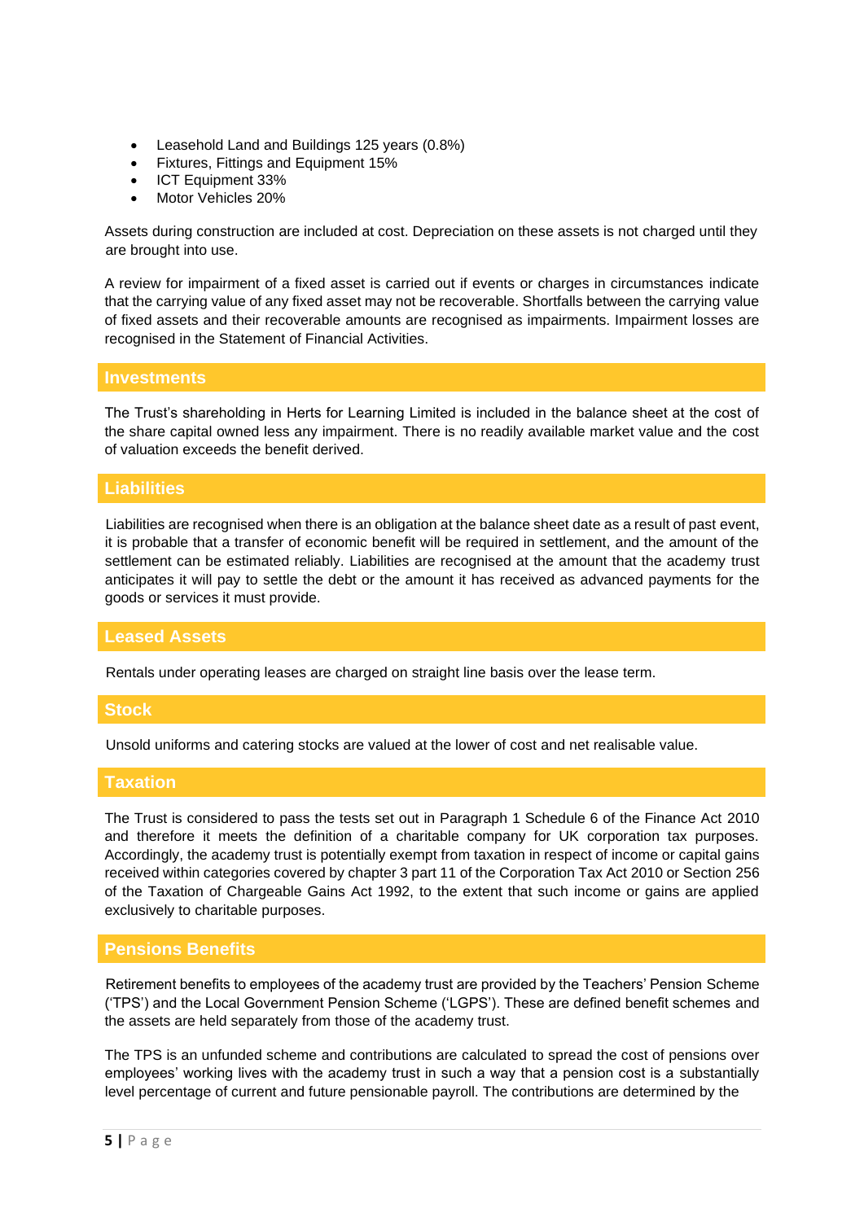- Leasehold Land and Buildings 125 years (0.8%)
- Fixtures, Fittings and Equipment 15%
- ICT Equipment 33%
- Motor Vehicles 20%

Assets during construction are included at cost. Depreciation on these assets is not charged until they are brought into use.

A review for impairment of a fixed asset is carried out if events or charges in circumstances indicate that the carrying value of any fixed asset may not be recoverable. Shortfalls between the carrying value of fixed assets and their recoverable amounts are recognised as impairments. Impairment losses are recognised in the Statement of Financial Activities.

## Investments

The Trust's shareholding in Herts for Learning Limited is included in the balance sheet at the cost of the share capital owned less any impairment. There is no readily available market value and the cost of valuation exceeds the benefit derived.

## Liabilities

Liabilities are recognised when there is an obligation at the balance sheet date as a result of past event, it is probable that a transfer of economic benefit will be required in settlement, and the amount of the settlement can be estimated reliably. Liabilities are recognised at the amount that the academy trust anticipates it will pay to settle the debt or the amount it has received as advanced payments for the goods or services it must provide.

## Leased Assets

Rentals under operating leases are charged on straight line basis over the lease term.

## Stock

Unsold uniforms and catering stocks are valued at the lower of cost and net realisable value.

## Taxation

The Trust is considered to pass the tests set out in Paragraph 1 Schedule 6 of the Finance Act 2010 and therefore it meets the definition of a charitable company for UK corporation tax purposes. Accordingly, the academy trust is potentially exempt from taxation in respect of income or capital gains received within categories covered by chapter 3 part 11 of the Corporation Tax Act 2010 or Section 256 of the Taxation of Chargeable Gains Act 1992, to the extent that such income or gains are applied exclusively to charitable purposes.

## Pensions Benefits

Retirement benefits to employees of the academy trust are provided by the Teachers' Pension Scheme ('TPS') and the Local Government Pension Scheme ('LGPS'). These are defined benefit schemes and the assets are held separately from those of the academy trust.

The TPS is an unfunded scheme and contributions are calculated to spread the cost of pensions over employees' working lives with the academy trust in such a way that a pension cost is a substantially level percentage of current and future pensionable payroll. The contributions are determined by the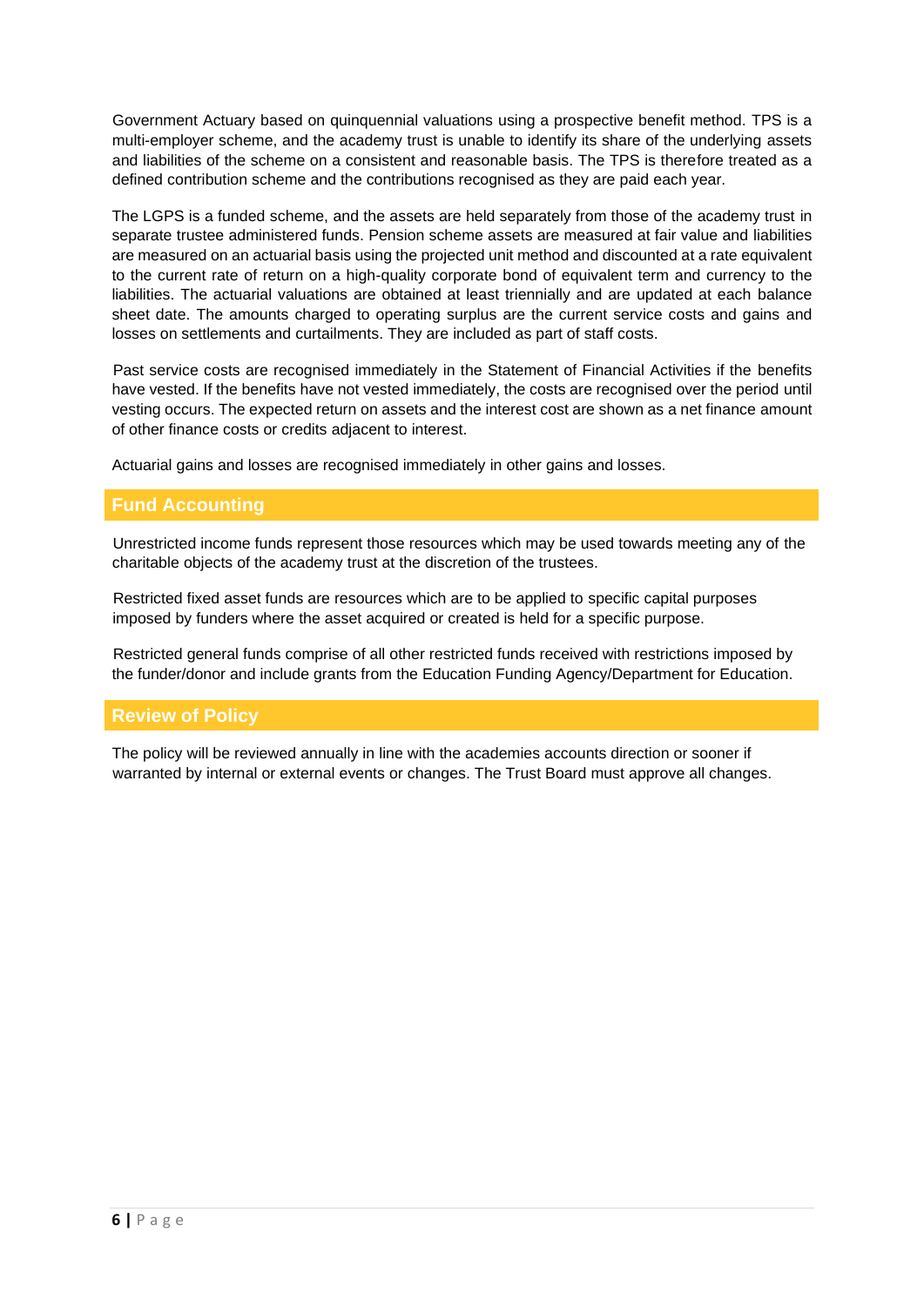Government Actuary based on quinquennial valuations using a prospective benefit method. TPS is a multi-employer scheme, and the academy trust is unable to identify its share of the underlying assets and liabilities of the scheme on a consistent and reasonable basis. The TPS is therefore treated as a defined contribution scheme and the contributions recognised as they are paid each year.

The LGPS is a funded scheme, and the assets are held separately from those of the academy trust in separate trustee administered funds. Pension scheme assets are measured at fair value and liabilities are measured on an actuarial basis using the projected unit method and discounted at a rate equivalent to the current rate of return on a high-quality corporate bond of equivalent term and currency to the liabilities. The actuarial valuations are obtained at least triennially and are updated at each balance sheet date. The amounts charged to operating surplus are the current service costs and gains and losses on settlements and curtailments. They are included as part of staff costs.

Past service costs are recognised immediately in the Statement of Financial Activities if the benefits have vested. If the benefits have not vested immediately, the costs are recognised over the period until vesting occurs. The expected return on assets and the interest cost are shown as a net finance amount of other finance costs or credits adjacent to interest.

Actuarial gains and losses are recognised immediately in other gains and losses.

## Fund Accounting

Unrestricted income funds represent those resources which may be used towards meeting any of the charitable objects of the academy trust at the discretion of the trustees.

Restricted fixed asset funds are resources which are to be applied to specific capital purposes imposed by funders where the asset acquired or created is held for a specific purpose.

Restricted general funds comprise of all other restricted funds received with restrictions imposed by the funder/donor and include grants from the Education Funding Agency/Department for Education.

## Review of Policy

The policy will be reviewed annually in line with the academies accounts direction or sooner if warranted by internal or external events or changes. The Trust Board must approve all changes.